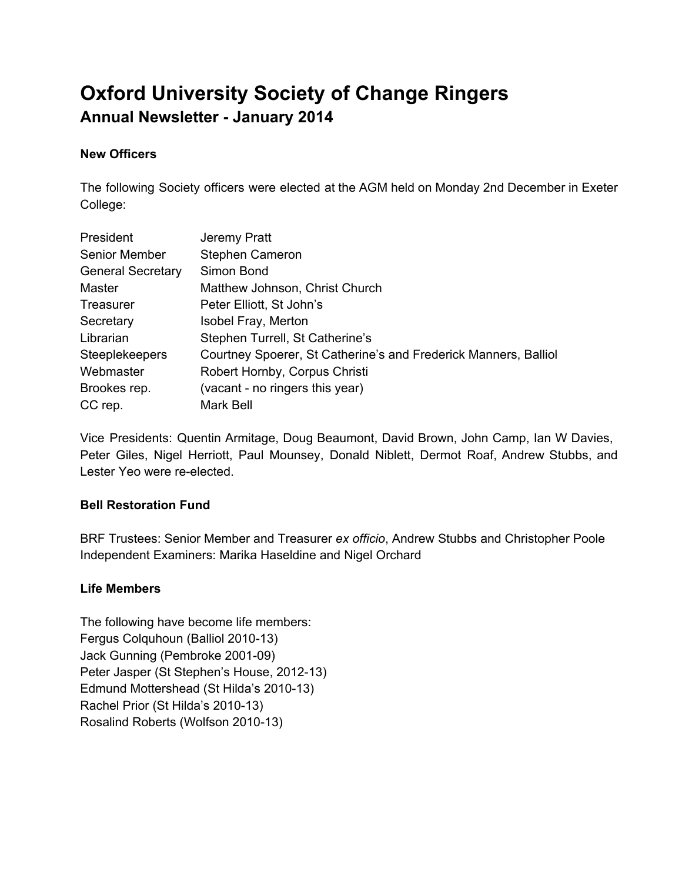# Oxford University Society of Change Ringers

## Annual Newsletter - January 2014

### New Officers

The following Society officers were elected at the AGM held on Monday 2nd December in Exeter College:

| | |
|---|---|
| President | Jeremy Pratt |
| Senior Member | Stephen Cameron |
| General Secretary | Simon Bond |
| Master | Matthew Johnson, Christ Church |
| Treasurer | Peter Elliott, St John's |
| Secretary | Isobel Fray, Merton |
| Librarian | Stephen Turrell, St Catherine's |
| Steeplekeepers | Courtney Spoerer, St Catherine's and Frederick Manners, Balliol |
| Webmaster | Robert Hornby, Corpus Christi |
| Brookes rep. | (vacant - no ringers this year) |
| CC rep. | Mark Bell |

Vice Presidents: Quentin Armitage, Doug Beaumont, David Brown, John Camp, Ian W Davies, Peter Giles, Nigel Herriott, Paul Mounsey, Donald Niblett, Dermot Roaf, Andrew Stubbs, and Lester Yeo were re-elected.

### Bell Restoration Fund

BRF Trustees: Senior Member and Treasurer *ex officio*, Andrew Stubbs and Christopher Poole
Independent Examiners: Marika Haseldine and Nigel Orchard

### Life Members

The following have become life members:
Fergus Colquhoun (Balliol 2010-13)
Jack Gunning (Pembroke 2001-09)
Peter Jasper (St Stephen's House, 2012-13)
Edmund Mottershead (St Hilda's 2010-13)
Rachel Prior (St Hilda's 2010-13)
Rosalind Roberts (Wolfson 2010-13)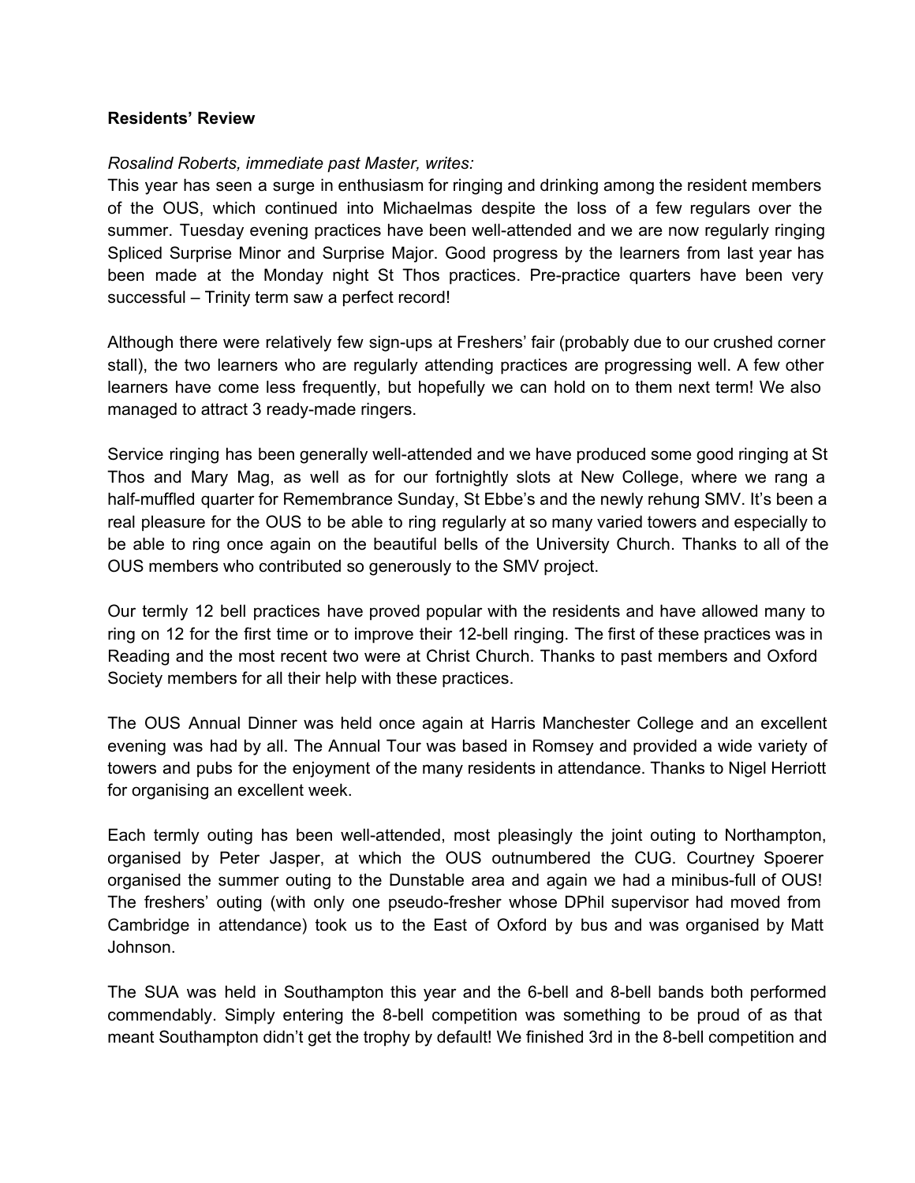**Residents' Review**

*Rosalind Roberts, immediate past Master, writes:*

This year has seen a surge in enthusiasm for ringing and drinking among the resident members of the OUS, which continued into Michaelmas despite the loss of a few regulars over the summer. Tuesday evening practices have been well-attended and we are now regularly ringing Spliced Surprise Minor and Surprise Major. Good progress by the learners from last year has been made at the Monday night St Thos practices. Pre-practice quarters have been very successful – Trinity term saw a perfect record!

Although there were relatively few sign-ups at Freshers' fair (probably due to our crushed corner stall), the two learners who are regularly attending practices are progressing well. A few other learners have come less frequently, but hopefully we can hold on to them next term! We also managed to attract 3 ready-made ringers.

Service ringing has been generally well-attended and we have produced some good ringing at St Thos and Mary Mag, as well as for our fortnightly slots at New College, where we rang a half-muffled quarter for Remembrance Sunday, St Ebbe's and the newly rehung SMV. It's been a real pleasure for the OUS to be able to ring regularly at so many varied towers and especially to be able to ring once again on the beautiful bells of the University Church. Thanks to all of the OUS members who contributed so generously to the SMV project.

Our termly 12 bell practices have proved popular with the residents and have allowed many to ring on 12 for the first time or to improve their 12-bell ringing. The first of these practices was in Reading and the most recent two were at Christ Church. Thanks to past members and Oxford Society members for all their help with these practices.

The OUS Annual Dinner was held once again at Harris Manchester College and an excellent evening was had by all. The Annual Tour was based in Romsey and provided a wide variety of towers and pubs for the enjoyment of the many residents in attendance. Thanks to Nigel Herriott for organising an excellent week.

Each termly outing has been well-attended, most pleasingly the joint outing to Northampton, organised by Peter Jasper, at which the OUS outnumbered the CUG. Courtney Spoerer organised the summer outing to the Dunstable area and again we had a minibus-full of OUS! The freshers' outing (with only one pseudo-fresher whose DPhil supervisor had moved from Cambridge in attendance) took us to the East of Oxford by bus and was organised by Matt Johnson.

The SUA was held in Southampton this year and the 6-bell and 8-bell bands both performed commendably. Simply entering the 8-bell competition was something to be proud of as that meant Southampton didn't get the trophy by default! We finished 3rd in the 8-bell competition and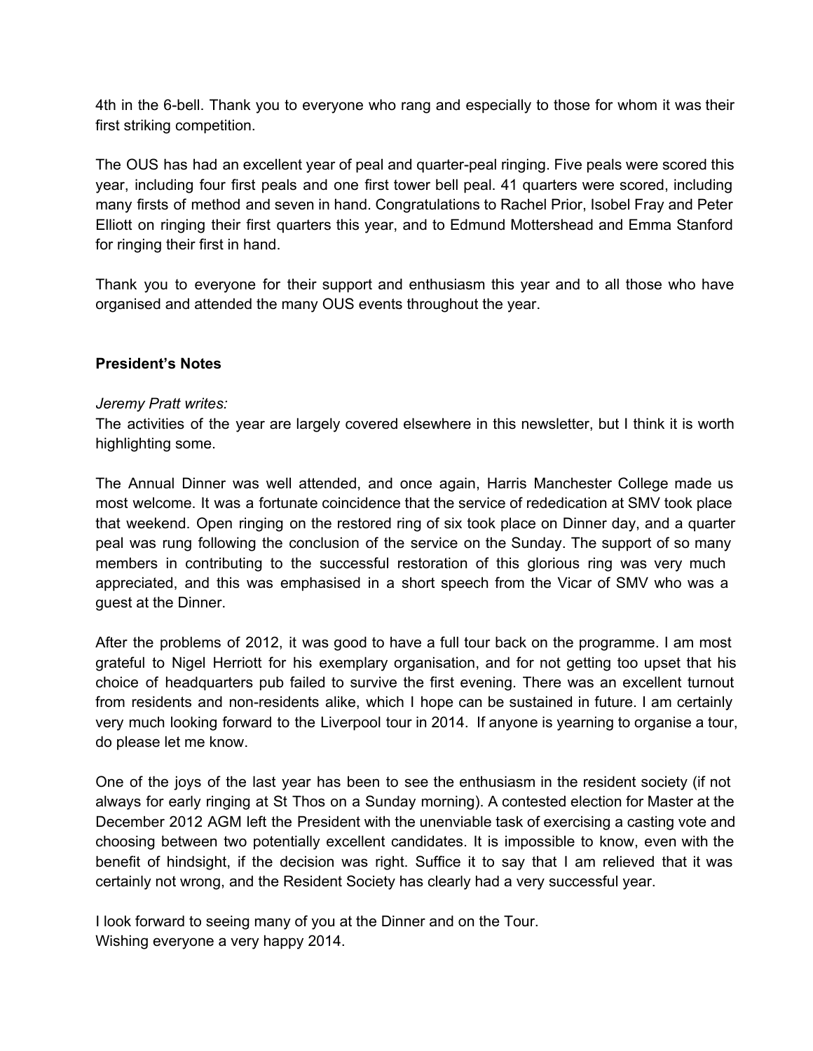4th in the 6-bell. Thank you to everyone who rang and especially to those for whom it was their first striking competition.

The OUS has had an excellent year of peal and quarter-peal ringing. Five peals were scored this year, including four first peals and one first tower bell peal. 41 quarters were scored, including many firsts of method and seven in hand. Congratulations to Rachel Prior, Isobel Fray and Peter Elliott on ringing their first quarters this year, and to Edmund Mottershead and Emma Stanford for ringing their first in hand.

Thank you to everyone for their support and enthusiasm this year and to all those who have organised and attended the many OUS events throughout the year.

**President's Notes**

*Jeremy Pratt writes:*

The activities of the year are largely covered elsewhere in this newsletter, but I think it is worth highlighting some.

The Annual Dinner was well attended, and once again, Harris Manchester College made us most welcome. It was a fortunate coincidence that the service of rededication at SMV took place that weekend. Open ringing on the restored ring of six took place on Dinner day, and a quarter peal was rung following the conclusion of the service on the Sunday. The support of so many members in contributing to the successful restoration of this glorious ring was very much appreciated, and this was emphasised in a short speech from the Vicar of SMV who was a guest at the Dinner.

After the problems of 2012, it was good to have a full tour back on the programme. I am most grateful to Nigel Herriott for his exemplary organisation, and for not getting too upset that his choice of headquarters pub failed to survive the first evening. There was an excellent turnout from residents and non-residents alike, which I hope can be sustained in future. I am certainly very much looking forward to the Liverpool tour in 2014. If anyone is yearning to organise a tour, do please let me know.

One of the joys of the last year has been to see the enthusiasm in the resident society (if not always for early ringing at St Thos on a Sunday morning). A contested election for Master at the December 2012 AGM left the President with the unenviable task of exercising a casting vote and choosing between two potentially excellent candidates. It is impossible to know, even with the benefit of hindsight, if the decision was right. Suffice it to say that I am relieved that it was certainly not wrong, and the Resident Society has clearly had a very successful year.

I look forward to seeing many of you at the Dinner and on the Tour.
Wishing everyone a very happy 2014.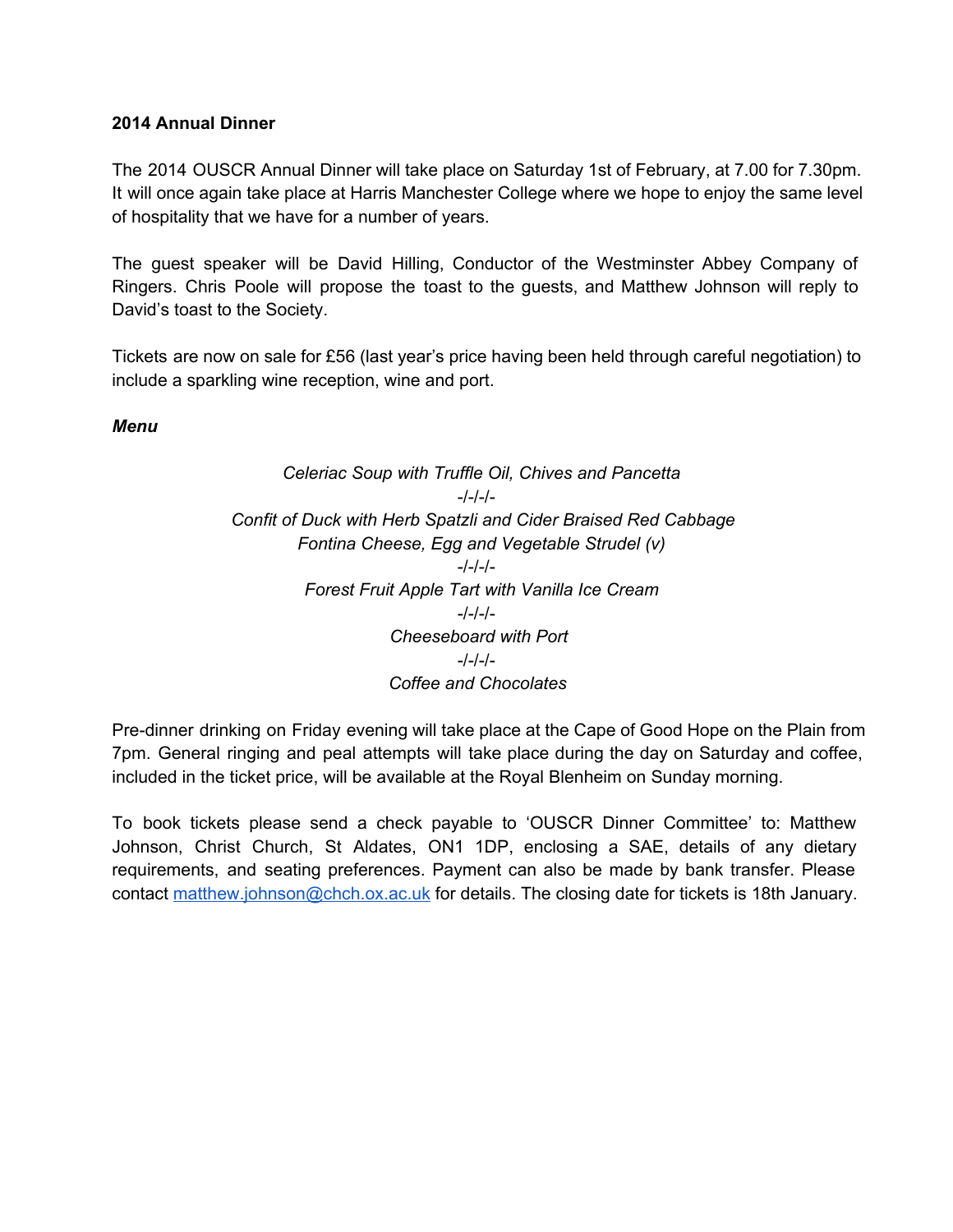**2014 Annual Dinner**

The 2014 OUSCR Annual Dinner will take place on Saturday 1st of February, at 7.00 for 7.30pm. It will once again take place at Harris Manchester College where we hope to enjoy the same level of hospitality that we have for a number of years.

The guest speaker will be David Hilling, Conductor of the Westminster Abbey Company of Ringers. Chris Poole will propose the toast to the guests, and Matthew Johnson will reply to David's toast to the Society.

Tickets are now on sale for £56 (last year's price having been held through careful negotiation) to include a sparkling wine reception, wine and port.

***Menu***

*Celeriac Soup with Truffle Oil, Chives and Pancetta*

-/-/-/-

*Confit of Duck with Herb Spatzli and Cider Braised Red Cabbage*

*Fontina Cheese, Egg and Vegetable Strudel (v)*

-/-/-/-

*Forest Fruit Apple Tart with Vanilla Ice Cream*

-/-/-/-

*Cheeseboard with Port*

-/-/-/-

*Coffee and Chocolates*

Pre-dinner drinking on Friday evening will take place at the Cape of Good Hope on the Plain from 7pm. General ringing and peal attempts will take place during the day on Saturday and coffee, included in the ticket price, will be available at the Royal Blenheim on Sunday morning.

To book tickets please send a check payable to 'OUSCR Dinner Committee' to: Matthew Johnson, Christ Church, St Aldates, ON1 1DP, enclosing a SAE, details of any dietary requirements, and seating preferences. Payment can also be made by bank transfer. Please contact matthew.johnson@chch.ox.ac.uk for details. The closing date for tickets is 18th January.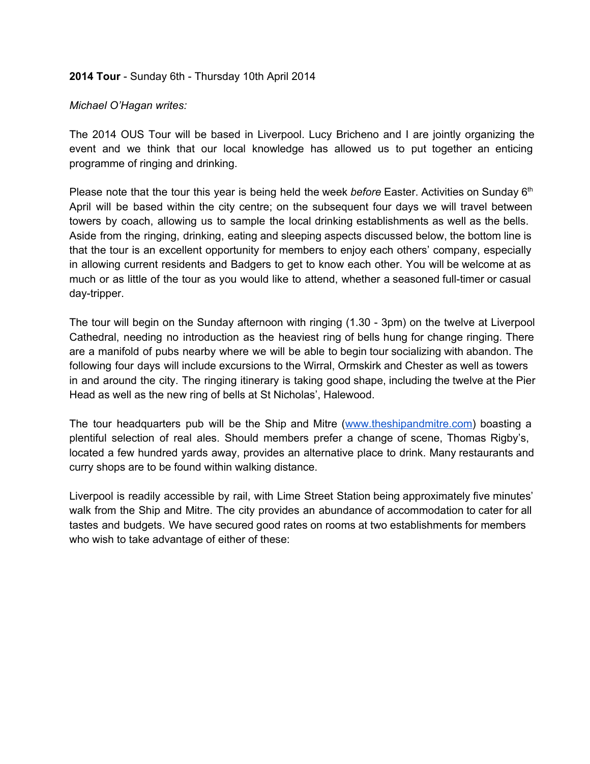**2014 Tour** - Sunday 6th - Thursday 10th April 2014

*Michael O'Hagan writes:*

The 2014 OUS Tour will be based in Liverpool. Lucy Bricheno and I are jointly organizing the event and we think that our local knowledge has allowed us to put together an enticing programme of ringing and drinking.

Please note that the tour this year is being held the week *before* Easter. Activities on Sunday 6th April will be based within the city centre; on the subsequent four days we will travel between towers by coach, allowing us to sample the local drinking establishments as well as the bells. Aside from the ringing, drinking, eating and sleeping aspects discussed below, the bottom line is that the tour is an excellent opportunity for members to enjoy each others' company, especially in allowing current residents and Badgers to get to know each other. You will be welcome at as much or as little of the tour as you would like to attend, whether a seasoned full-timer or casual day-tripper.

The tour will begin on the Sunday afternoon with ringing (1.30 - 3pm) on the twelve at Liverpool Cathedral, needing no introduction as the heaviest ring of bells hung for change ringing. There are a manifold of pubs nearby where we will be able to begin tour socializing with abandon. The following four days will include excursions to the Wirral, Ormskirk and Chester as well as towers in and around the city. The ringing itinerary is taking good shape, including the twelve at the Pier Head as well as the new ring of bells at St Nicholas', Halewood.

The tour headquarters pub will be the Ship and Mitre ([www.theshipandmitre.com](http://www.theshipandmitre.com)) boasting a plentiful selection of real ales. Should members prefer a change of scene, Thomas Rigby's, located a few hundred yards away, provides an alternative place to drink. Many restaurants and curry shops are to be found within walking distance.

Liverpool is readily accessible by rail, with Lime Street Station being approximately five minutes' walk from the Ship and Mitre. The city provides an abundance of accommodation to cater for all tastes and budgets. We have secured good rates on rooms at two establishments for members who wish to take advantage of either of these: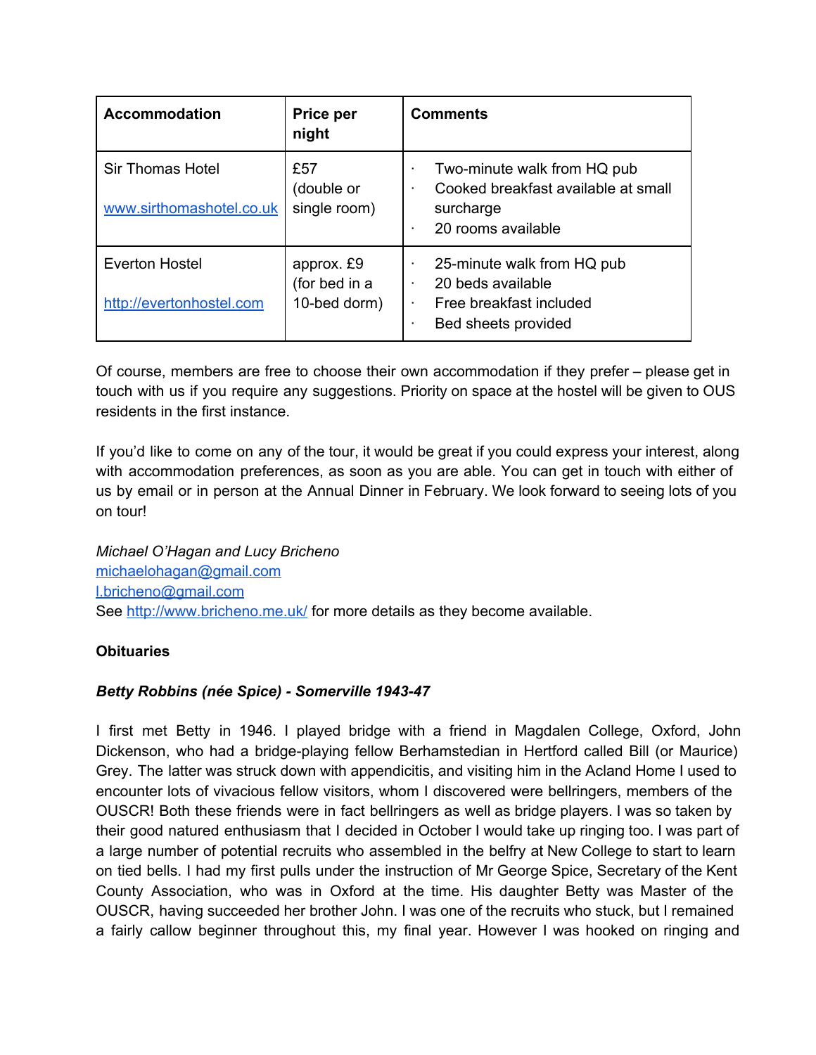| Accommodation | Price per night | Comments |
|---|---|---|
| Sir Thomas Hotel<br><br>[www.sirthomashotel.co.uk](www.sirthomashotel.co.uk) | £57 (double or single room) | · Two-minute walk from HQ pub<br>· Cooked breakfast available at small surcharge<br>· 20 rooms available |
| Everton Hostel<br><br>[http://evertonhostel.com](http://evertonhostel.com) | approx. £9 (for bed in a 10-bed dorm) | · 25-minute walk from HQ pub<br>· 20 beds available<br>· Free breakfast included<br>· Bed sheets provided |

Of course, members are free to choose their own accommodation if they prefer – please get in touch with us if you require any suggestions. Priority on space at the hostel will be given to OUS residents in the first instance.

If you'd like to come on any of the tour, it would be great if you could express your interest, along with accommodation preferences, as soon as you are able. You can get in touch with either of us by email or in person at the Annual Dinner in February. We look forward to seeing lots of you on tour!

*Michael O'Hagan and Lucy Bricheno*
michaelohagan@gmail.com
l.bricheno@gmail.com
See http://www.bricheno.me.uk/ for more details as they become available.

**Obituaries**

***Betty Robbins (née Spice) - Somerville 1943-47***

I first met Betty in 1946. I played bridge with a friend in Magdalen College, Oxford, John Dickenson, who had a bridge-playing fellow Berhamstedian in Hertford called Bill (or Maurice) Grey. The latter was struck down with appendicitis, and visiting him in the Acland Home I used to encounter lots of vivacious fellow visitors, whom I discovered were bellringers, members of the OUSCR! Both these friends were in fact bellringers as well as bridge players. I was so taken by their good natured enthusiasm that I decided in October I would take up ringing too. I was part of a large number of potential recruits who assembled in the belfry at New College to start to learn on tied bells. I had my first pulls under the instruction of Mr George Spice, Secretary of the Kent County Association, who was in Oxford at the time. His daughter Betty was Master of the OUSCR, having succeeded her brother John. I was one of the recruits who stuck, but I remained a fairly callow beginner throughout this, my final year. However I was hooked on ringing and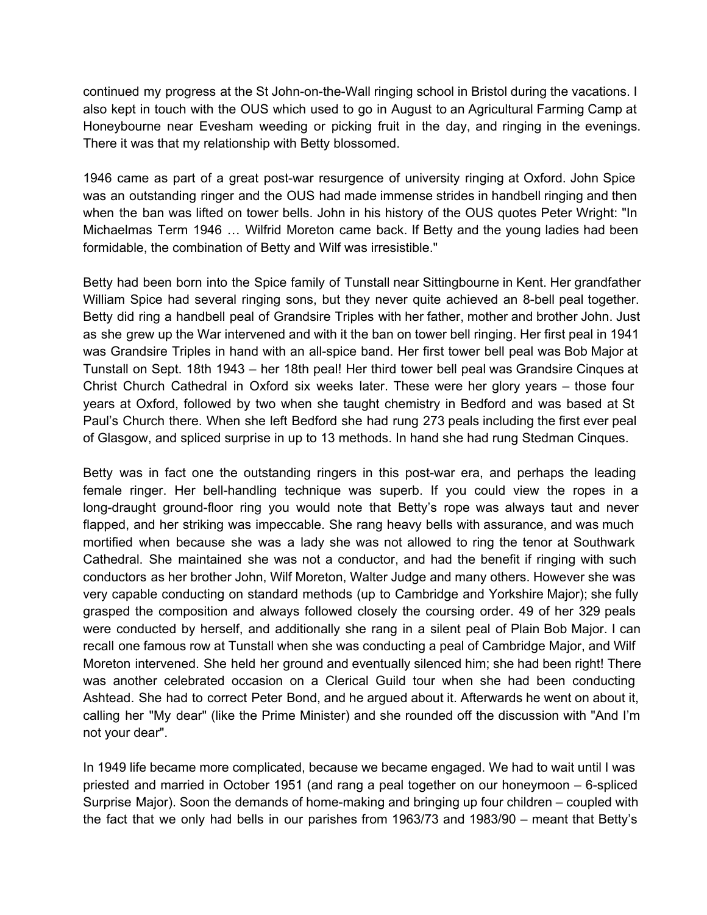continued my progress at the St John-on-the-Wall ringing school in Bristol during the vacations. I also kept in touch with the OUS which used to go in August to an Agricultural Farming Camp at Honeybourne near Evesham weeding or picking fruit in the day, and ringing in the evenings. There it was that my relationship with Betty blossomed.

1946 came as part of a great post-war resurgence of university ringing at Oxford. John Spice was an outstanding ringer and the OUS had made immense strides in handbell ringing and then when the ban was lifted on tower bells. John in his history of the OUS quotes Peter Wright: "In Michaelmas Term 1946 … Wilfrid Moreton came back. If Betty and the young ladies had been formidable, the combination of Betty and Wilf was irresistible."

Betty had been born into the Spice family of Tunstall near Sittingbourne in Kent. Her grandfather William Spice had several ringing sons, but they never quite achieved an 8-bell peal together. Betty did ring a handbell peal of Grandsire Triples with her father, mother and brother John. Just as she grew up the War intervened and with it the ban on tower bell ringing. Her first peal in 1941 was Grandsire Triples in hand with an all-spice band. Her first tower bell peal was Bob Major at Tunstall on Sept. 18th 1943 – her 18th peal! Her third tower bell peal was Grandsire Cinques at Christ Church Cathedral in Oxford six weeks later. These were her glory years – those four years at Oxford, followed by two when she taught chemistry in Bedford and was based at St Paul's Church there. When she left Bedford she had rung 273 peals including the first ever peal of Glasgow, and spliced surprise in up to 13 methods. In hand she had rung Stedman Cinques.

Betty was in fact one the outstanding ringers in this post-war era, and perhaps the leading female ringer. Her bell-handling technique was superb. If you could view the ropes in a long-draught ground-floor ring you would note that Betty's rope was always taut and never flapped, and her striking was impeccable. She rang heavy bells with assurance, and was much mortified when because she was a lady she was not allowed to ring the tenor at Southwark Cathedral. She maintained she was not a conductor, and had the benefit if ringing with such conductors as her brother John, Wilf Moreton, Walter Judge and many others. However she was very capable conducting on standard methods (up to Cambridge and Yorkshire Major); she fully grasped the composition and always followed closely the coursing order. 49 of her 329 peals were conducted by herself, and additionally she rang in a silent peal of Plain Bob Major. I can recall one famous row at Tunstall when she was conducting a peal of Cambridge Major, and Wilf Moreton intervened. She held her ground and eventually silenced him; she had been right! There was another celebrated occasion on a Clerical Guild tour when she had been conducting Ashtead. She had to correct Peter Bond, and he argued about it. Afterwards he went on about it, calling her "My dear" (like the Prime Minister) and she rounded off the discussion with "And I'm not your dear".

In 1949 life became more complicated, because we became engaged. We had to wait until I was priested and married in October 1951 (and rang a peal together on our honeymoon – 6-spliced Surprise Major). Soon the demands of home-making and bringing up four children – coupled with the fact that we only had bells in our parishes from 1963/73 and 1983/90 – meant that Betty's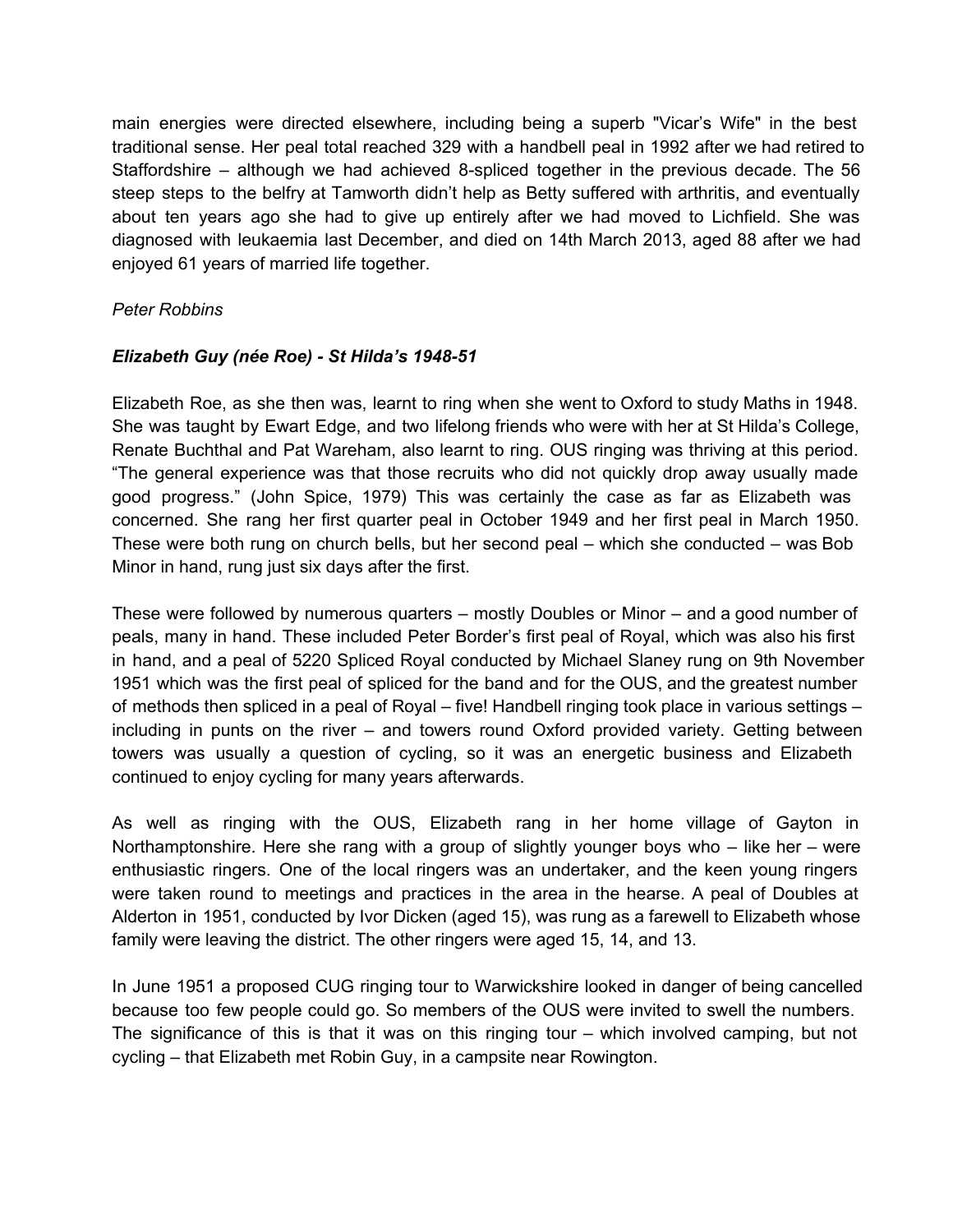main energies were directed elsewhere, including being a superb "Vicar's Wife" in the best traditional sense. Her peal total reached 329 with a handbell peal in 1992 after we had retired to Staffordshire – although we had achieved 8-spliced together in the previous decade. The 56 steep steps to the belfry at Tamworth didn't help as Betty suffered with arthritis, and eventually about ten years ago she had to give up entirely after we had moved to Lichfield. She was diagnosed with leukaemia last December, and died on 14th March 2013, aged 88 after we had enjoyed 61 years of married life together.

*Peter Robbins*

### *Elizabeth Guy (née Roe) - St Hilda's 1948-51*

Elizabeth Roe, as she then was, learnt to ring when she went to Oxford to study Maths in 1948. She was taught by Ewart Edge, and two lifelong friends who were with her at St Hilda's College, Renate Buchthal and Pat Wareham, also learnt to ring. OUS ringing was thriving at this period. "The general experience was that those recruits who did not quickly drop away usually made good progress." (John Spice, 1979) This was certainly the case as far as Elizabeth was concerned. She rang her first quarter peal in October 1949 and her first peal in March 1950. These were both rung on church bells, but her second peal – which she conducted – was Bob Minor in hand, rung just six days after the first.

These were followed by numerous quarters – mostly Doubles or Minor – and a good number of peals, many in hand. These included Peter Border's first peal of Royal, which was also his first in hand, and a peal of 5220 Spliced Royal conducted by Michael Slaney rung on 9th November 1951 which was the first peal of spliced for the band and for the OUS, and the greatest number of methods then spliced in a peal of Royal – five! Handbell ringing took place in various settings – including in punts on the river – and towers round Oxford provided variety. Getting between towers was usually a question of cycling, so it was an energetic business and Elizabeth continued to enjoy cycling for many years afterwards.

As well as ringing with the OUS, Elizabeth rang in her home village of Gayton in Northamptonshire. Here she rang with a group of slightly younger boys who – like her – were enthusiastic ringers. One of the local ringers was an undertaker, and the keen young ringers were taken round to meetings and practices in the area in the hearse. A peal of Doubles at Alderton in 1951, conducted by Ivor Dicken (aged 15), was rung as a farewell to Elizabeth whose family were leaving the district. The other ringers were aged 15, 14, and 13.

In June 1951 a proposed CUG ringing tour to Warwickshire looked in danger of being cancelled because too few people could go. So members of the OUS were invited to swell the numbers. The significance of this is that it was on this ringing tour – which involved camping, but not cycling – that Elizabeth met Robin Guy, in a campsite near Rowington.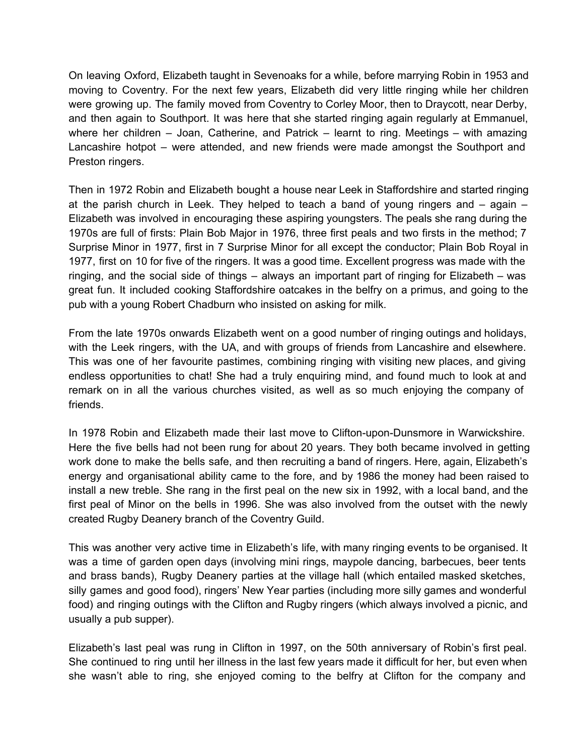On leaving Oxford, Elizabeth taught in Sevenoaks for a while, before marrying Robin in 1953 and moving to Coventry. For the next few years, Elizabeth did very little ringing while her children were growing up. The family moved from Coventry to Corley Moor, then to Draycott, near Derby, and then again to Southport. It was here that she started ringing again regularly at Emmanuel, where her children – Joan, Catherine, and Patrick – learnt to ring. Meetings – with amazing Lancashire hotpot – were attended, and new friends were made amongst the Southport and Preston ringers.

Then in 1972 Robin and Elizabeth bought a house near Leek in Staffordshire and started ringing at the parish church in Leek. They helped to teach a band of young ringers and – again – Elizabeth was involved in encouraging these aspiring youngsters. The peals she rang during the 1970s are full of firsts: Plain Bob Major in 1976, three first peals and two firsts in the method; 7 Surprise Minor in 1977, first in 7 Surprise Minor for all except the conductor; Plain Bob Royal in 1977, first on 10 for five of the ringers. It was a good time. Excellent progress was made with the ringing, and the social side of things – always an important part of ringing for Elizabeth – was great fun. It included cooking Staffordshire oatcakes in the belfry on a primus, and going to the pub with a young Robert Chadburn who insisted on asking for milk.

From the late 1970s onwards Elizabeth went on a good number of ringing outings and holidays, with the Leek ringers, with the UA, and with groups of friends from Lancashire and elsewhere. This was one of her favourite pastimes, combining ringing with visiting new places, and giving endless opportunities to chat! She had a truly enquiring mind, and found much to look at and remark on in all the various churches visited, as well as so much enjoying the company of friends.

In 1978 Robin and Elizabeth made their last move to Clifton-upon-Dunsmore in Warwickshire. Here the five bells had not been rung for about 20 years. They both became involved in getting work done to make the bells safe, and then recruiting a band of ringers. Here, again, Elizabeth's energy and organisational ability came to the fore, and by 1986 the money had been raised to install a new treble. She rang in the first peal on the new six in 1992, with a local band, and the first peal of Minor on the bells in 1996. She was also involved from the outset with the newly created Rugby Deanery branch of the Coventry Guild.

This was another very active time in Elizabeth's life, with many ringing events to be organised. It was a time of garden open days (involving mini rings, maypole dancing, barbecues, beer tents and brass bands), Rugby Deanery parties at the village hall (which entailed masked sketches, silly games and good food), ringers' New Year parties (including more silly games and wonderful food) and ringing outings with the Clifton and Rugby ringers (which always involved a picnic, and usually a pub supper).

Elizabeth's last peal was rung in Clifton in 1997, on the 50th anniversary of Robin's first peal. She continued to ring until her illness in the last few years made it difficult for her, but even when she wasn't able to ring, she enjoyed coming to the belfry at Clifton for the company and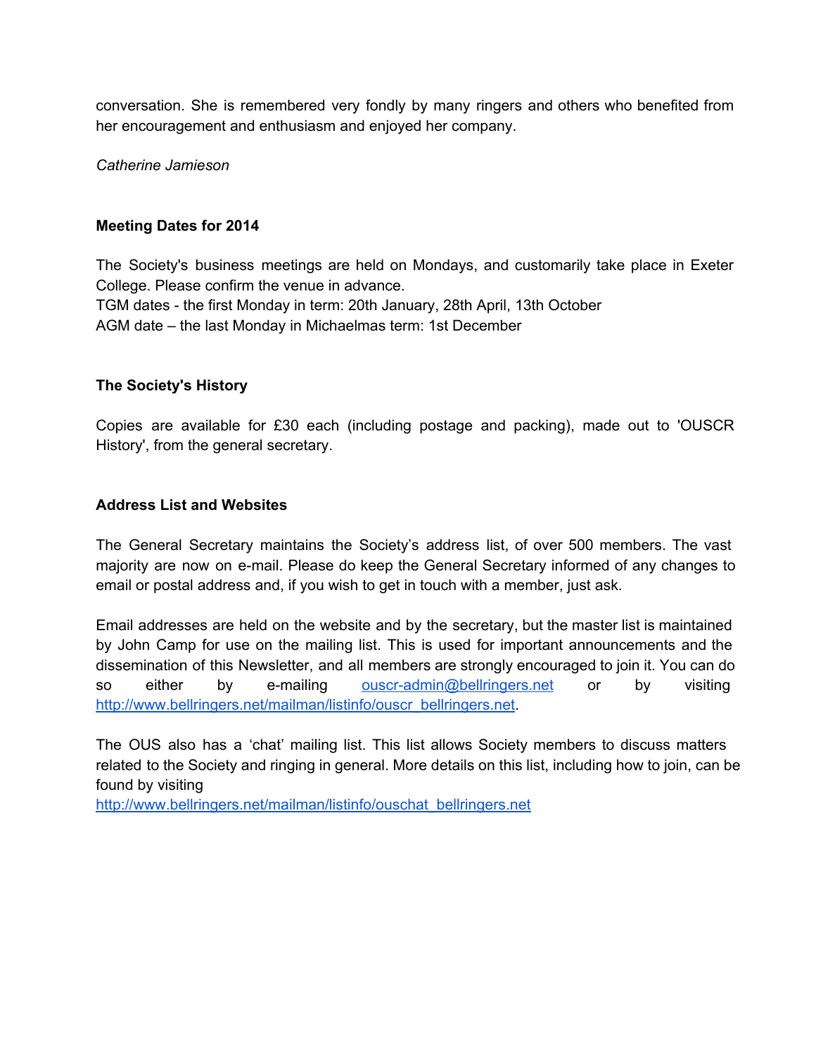conversation. She is remembered very fondly by many ringers and others who benefited from her encouragement and enthusiasm and enjoyed her company.

*Catherine Jamieson*

**Meeting Dates for 2014**

The Society's business meetings are held on Mondays, and customarily take place in Exeter College. Please confirm the venue in advance.
TGM dates - the first Monday in term: 20th January, 28th April, 13th October
AGM date – the last Monday in Michaelmas term: 1st December

**The Society's History**

Copies are available for £30 each (including postage and packing), made out to 'OUSCR History', from the general secretary.

**Address List and Websites**

The General Secretary maintains the Society's address list, of over 500 members. The vast majority are now on e-mail. Please do keep the General Secretary informed of any changes to email or postal address and, if you wish to get in touch with a member, just ask.

Email addresses are held on the website and by the secretary, but the master list is maintained by John Camp for use on the mailing list. This is used for important announcements and the dissemination of this Newsletter, and all members are strongly encouraged to join it. You can do so either by e-mailing ouscr-admin@bellringers.net or by visiting http://www.bellringers.net/mailman/listinfo/ouscr_bellringers.net.

The OUS also has a 'chat' mailing list. This list allows Society members to discuss matters related to the Society and ringing in general. More details on this list, including how to join, can be found by visiting
http://www.bellringers.net/mailman/listinfo/ouschat_bellringers.net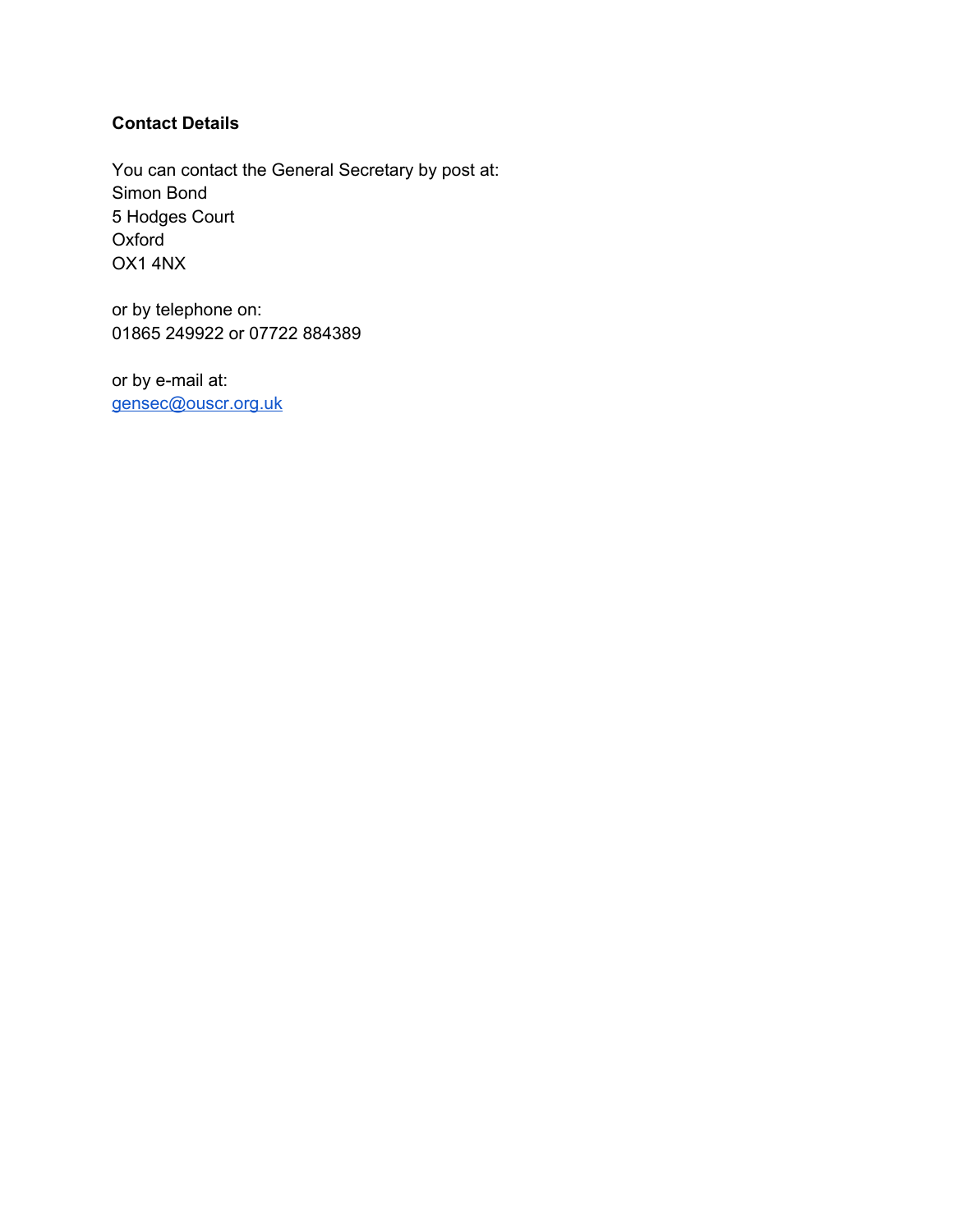**Contact Details**

You can contact the General Secretary by post at:
Simon Bond
5 Hodges Court
Oxford
OX1 4NX

or by telephone on:
01865 249922 or 07722 884389

or by e-mail at:
gensec@ouscr.org.uk